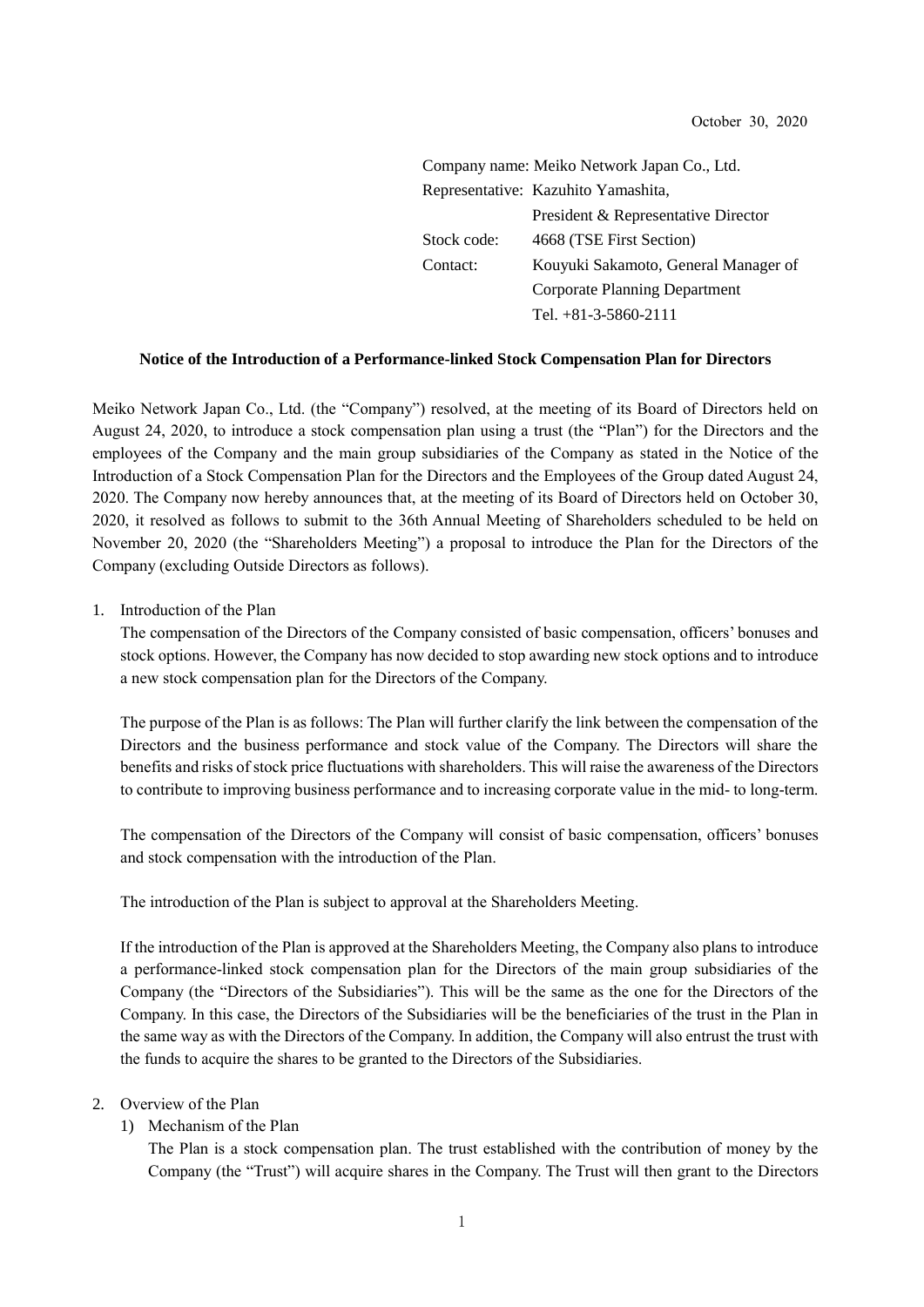October 30, 2020

Company name: Meiko Network Japan Co., Ltd.
Representative: Kazuhito Yamashita,
President & Representative Director
Stock code: 4668 (TSE First Section)
Contact: Kouyuki Sakamoto, General Manager of Corporate Planning Department
Tel. +81-3-5860-2111

**Notice of the Introduction of a Performance-linked Stock Compensation Plan for Directors**

Meiko Network Japan Co., Ltd. (the "Company") resolved, at the meeting of its Board of Directors held on August 24, 2020, to introduce a stock compensation plan using a trust (the "Plan") for the Directors and the employees of the Company and the main group subsidiaries of the Company as stated in the Notice of the Introduction of a Stock Compensation Plan for the Directors and the Employees of the Group dated August 24, 2020. The Company now hereby announces that, at the meeting of its Board of Directors held on October 30, 2020, it resolved as follows to submit to the 36th Annual Meeting of Shareholders scheduled to be held on November 20, 2020 (the "Shareholders Meeting") a proposal to introduce the Plan for the Directors of the Company (excluding Outside Directors as follows).

1. Introduction of the Plan

   The compensation of the Directors of the Company consisted of basic compensation, officers' bonuses and stock options. However, the Company has now decided to stop awarding new stock options and to introduce a new stock compensation plan for the Directors of the Company.

   The purpose of the Plan is as follows: The Plan will further clarify the link between the compensation of the Directors and the business performance and stock value of the Company. The Directors will share the benefits and risks of stock price fluctuations with shareholders. This will raise the awareness of the Directors to contribute to improving business performance and to increasing corporate value in the mid- to long-term.

   The compensation of the Directors of the Company will consist of basic compensation, officers' bonuses and stock compensation with the introduction of the Plan.

   The introduction of the Plan is subject to approval at the Shareholders Meeting.

   If the introduction of the Plan is approved at the Shareholders Meeting, the Company also plans to introduce a performance-linked stock compensation plan for the Directors of the main group subsidiaries of the Company (the "Directors of the Subsidiaries"). This will be the same as the one for the Directors of the Company. In this case, the Directors of the Subsidiaries will be the beneficiaries of the trust in the Plan in the same way as with the Directors of the Company. In addition, the Company will also entrust the trust with the funds to acquire the shares to be granted to the Directors of the Subsidiaries.

2. Overview of the Plan

   1) Mechanism of the Plan

      The Plan is a stock compensation plan. The trust established with the contribution of money by the Company (the "Trust") will acquire shares in the Company. The Trust will then grant to the Directors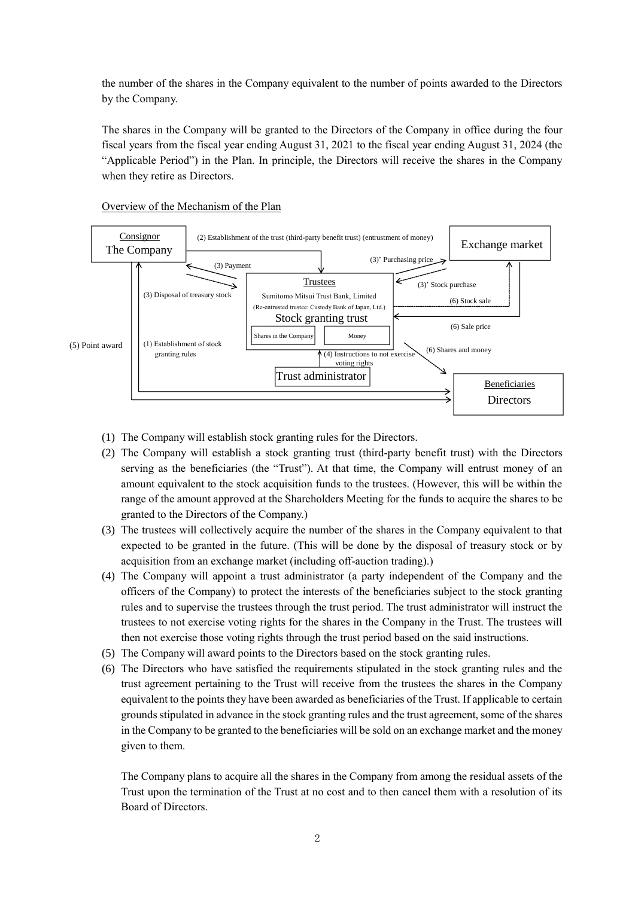the number of the shares in the Company equivalent to the number of points awarded to the Directors by the Company.

The shares in the Company will be granted to the Directors of the Company in office during the four fiscal years from the fiscal year ending August 31, 2021 to the fiscal year ending August 31, 2024 (the "Applicable Period") in the Plan. In principle, the Directors will receive the shares in the Company when they retire as Directors.

Overview of the Mechanism of the Plan

Consignor
The Company

(2) Establishment of the trust (third-party benefit trust) (entrustment of money)

Exchange market

(3) Payment

(3)' Purchasing price

Trustees
Sumitomo Mitsui Trust Bank, Limited
(Re-entrusted trustee: Custody Bank of Japan, Ltd.)
Stock granting trust
Shares in the Company | Money

(3)' Stock purchase

(3) Disposal of treasury stock

(6) Stock sale

(6) Sale price

(5) Point award

(1) Establishment of stock granting rules

(4) Instructions to not exercise voting rights

(6) Shares and money

Trust administrator

Beneficiaries
Directors

(1) The Company will establish stock granting rules for the Directors.
(2) The Company will establish a stock granting trust (third-party benefit trust) with the Directors serving as the beneficiaries (the "Trust"). At that time, the Company will entrust money of an amount equivalent to the stock acquisition funds to the trustees. (However, this will be within the range of the amount approved at the Shareholders Meeting for the funds to acquire the shares to be granted to the Directors of the Company.)
(3) The trustees will collectively acquire the number of the shares in the Company equivalent to that expected to be granted in the future. (This will be done by the disposal of treasury stock or by acquisition from an exchange market (including off-auction trading).)
(4) The Company will appoint a trust administrator (a party independent of the Company and the officers of the Company) to protect the interests of the beneficiaries subject to the stock granting rules and to supervise the trustees through the trust period. The trust administrator will instruct the trustees to not exercise voting rights for the shares in the Company in the Trust. The trustees will then not exercise those voting rights through the trust period based on the said instructions.
(5) The Company will award points to the Directors based on the stock granting rules.
(6) The Directors who have satisfied the requirements stipulated in the stock granting rules and the trust agreement pertaining to the Trust will receive from the trustees the shares in the Company equivalent to the points they have been awarded as beneficiaries of the Trust. If applicable to certain grounds stipulated in advance in the stock granting rules and the trust agreement, some of the shares in the Company to be granted to the beneficiaries will be sold on an exchange market and the money given to them.

   The Company plans to acquire all the shares in the Company from among the residual assets of the Trust upon the termination of the Trust at no cost and to then cancel them with a resolution of its Board of Directors.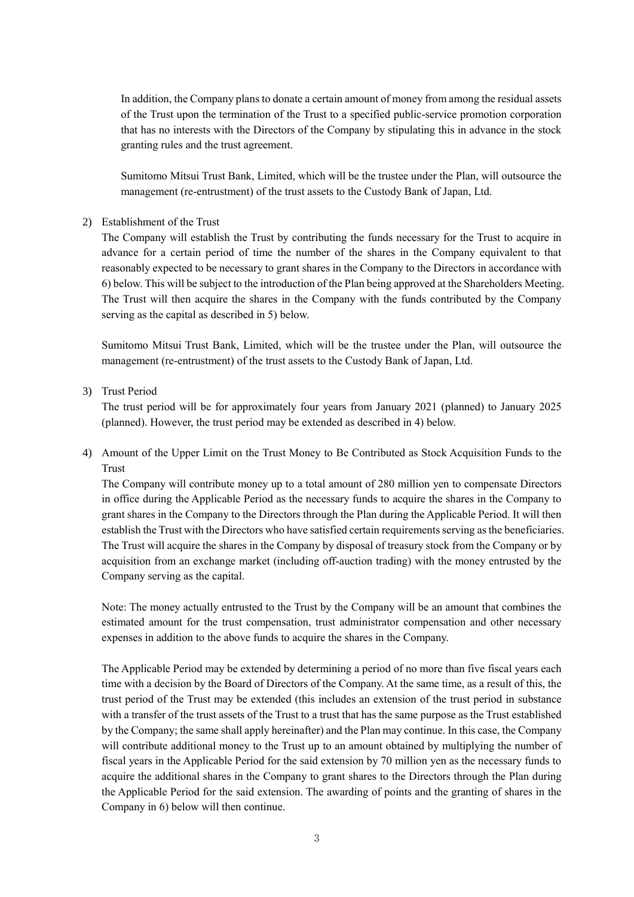In addition, the Company plans to donate a certain amount of money from among the residual assets of the Trust upon the termination of the Trust to a specified public-service promotion corporation that has no interests with the Directors of the Company by stipulating this in advance in the stock granting rules and the trust agreement.

Sumitomo Mitsui Trust Bank, Limited, which will be the trustee under the Plan, will outsource the management (re-entrustment) of the trust assets to the Custody Bank of Japan, Ltd.

2) Establishment of the Trust

The Company will establish the Trust by contributing the funds necessary for the Trust to acquire in advance for a certain period of time the number of the shares in the Company equivalent to that reasonably expected to be necessary to grant shares in the Company to the Directors in accordance with 6) below. This will be subject to the introduction of the Plan being approved at the Shareholders Meeting. The Trust will then acquire the shares in the Company with the funds contributed by the Company serving as the capital as described in 5) below.

Sumitomo Mitsui Trust Bank, Limited, which will be the trustee under the Plan, will outsource the management (re-entrustment) of the trust assets to the Custody Bank of Japan, Ltd.

3) Trust Period

The trust period will be for approximately four years from January 2021 (planned) to January 2025 (planned). However, the trust period may be extended as described in 4) below.

4) Amount of the Upper Limit on the Trust Money to Be Contributed as Stock Acquisition Funds to the Trust

The Company will contribute money up to a total amount of 280 million yen to compensate Directors in office during the Applicable Period as the necessary funds to acquire the shares in the Company to grant shares in the Company to the Directors through the Plan during the Applicable Period. It will then establish the Trust with the Directors who have satisfied certain requirements serving as the beneficiaries. The Trust will acquire the shares in the Company by disposal of treasury stock from the Company or by acquisition from an exchange market (including off-auction trading) with the money entrusted by the Company serving as the capital.

Note: The money actually entrusted to the Trust by the Company will be an amount that combines the estimated amount for the trust compensation, trust administrator compensation and other necessary expenses in addition to the above funds to acquire the shares in the Company.

The Applicable Period may be extended by determining a period of no more than five fiscal years each time with a decision by the Board of Directors of the Company. At the same time, as a result of this, the trust period of the Trust may be extended (this includes an extension of the trust period in substance with a transfer of the trust assets of the Trust to a trust that has the same purpose as the Trust established by the Company; the same shall apply hereinafter) and the Plan may continue. In this case, the Company will contribute additional money to the Trust up to an amount obtained by multiplying the number of fiscal years in the Applicable Period for the said extension by 70 million yen as the necessary funds to acquire the additional shares in the Company to grant shares to the Directors through the Plan during the Applicable Period for the said extension. The awarding of points and the granting of shares in the Company in 6) below will then continue.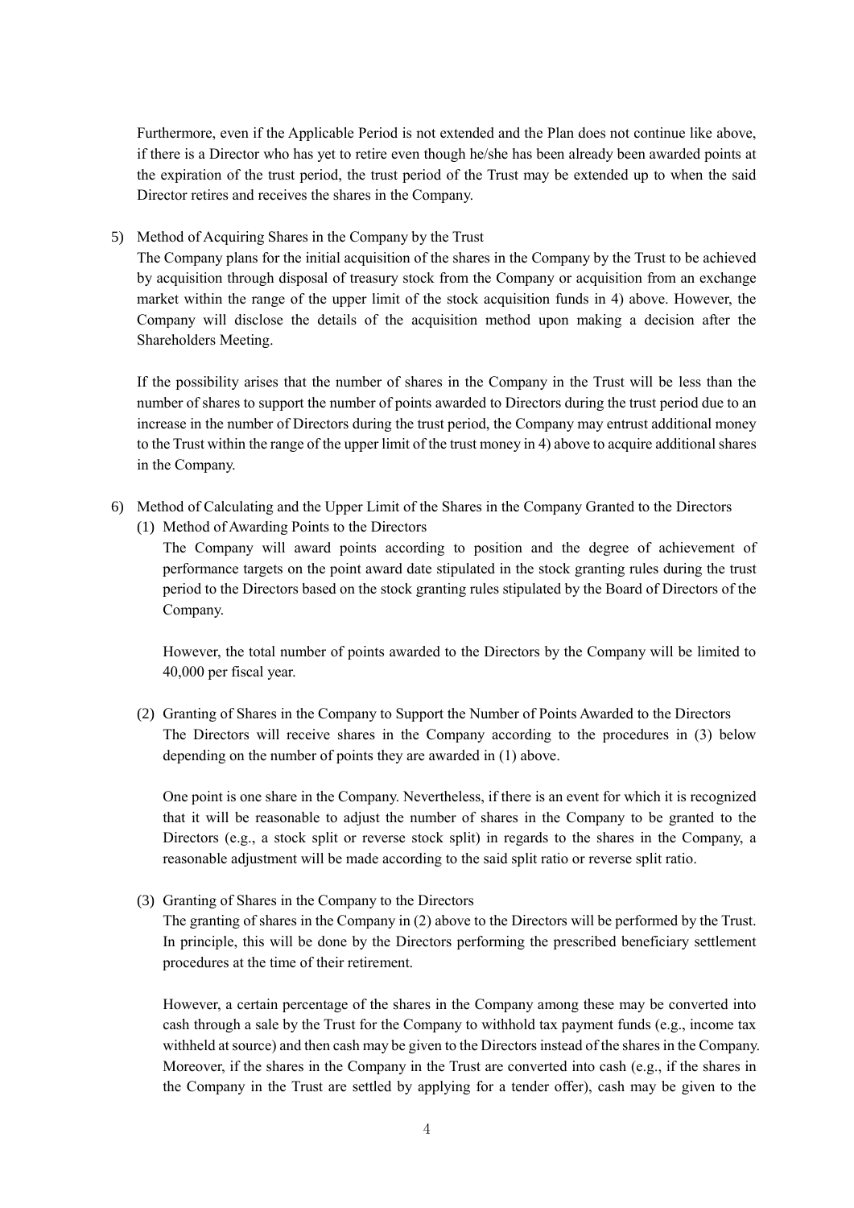Furthermore, even if the Applicable Period is not extended and the Plan does not continue like above, if there is a Director who has yet to retire even though he/she has been already been awarded points at the expiration of the trust period, the trust period of the Trust may be extended up to when the said Director retires and receives the shares in the Company.

5) Method of Acquiring Shares in the Company by the Trust

The Company plans for the initial acquisition of the shares in the Company by the Trust to be achieved by acquisition through disposal of treasury stock from the Company or acquisition from an exchange market within the range of the upper limit of the stock acquisition funds in 4) above. However, the Company will disclose the details of the acquisition method upon making a decision after the Shareholders Meeting.

If the possibility arises that the number of shares in the Company in the Trust will be less than the number of shares to support the number of points awarded to Directors during the trust period due to an increase in the number of Directors during the trust period, the Company may entrust additional money to the Trust within the range of the upper limit of the trust money in 4) above to acquire additional shares in the Company.

6) Method of Calculating and the Upper Limit of the Shares in the Company Granted to the Directors

(1) Method of Awarding Points to the Directors

The Company will award points according to position and the degree of achievement of performance targets on the point award date stipulated in the stock granting rules during the trust period to the Directors based on the stock granting rules stipulated by the Board of Directors of the Company.

However, the total number of points awarded to the Directors by the Company will be limited to 40,000 per fiscal year.

(2) Granting of Shares in the Company to Support the Number of Points Awarded to the Directors

The Directors will receive shares in the Company according to the procedures in (3) below depending on the number of points they are awarded in (1) above.

One point is one share in the Company. Nevertheless, if there is an event for which it is recognized that it will be reasonable to adjust the number of shares in the Company to be granted to the Directors (e.g., a stock split or reverse stock split) in regards to the shares in the Company, a reasonable adjustment will be made according to the said split ratio or reverse split ratio.

(3) Granting of Shares in the Company to the Directors

The granting of shares in the Company in (2) above to the Directors will be performed by the Trust. In principle, this will be done by the Directors performing the prescribed beneficiary settlement procedures at the time of their retirement.

However, a certain percentage of the shares in the Company among these may be converted into cash through a sale by the Trust for the Company to withhold tax payment funds (e.g., income tax withheld at source) and then cash may be given to the Directors instead of the shares in the Company. Moreover, if the shares in the Company in the Trust are converted into cash (e.g., if the shares in the Company in the Trust are settled by applying for a tender offer), cash may be given to the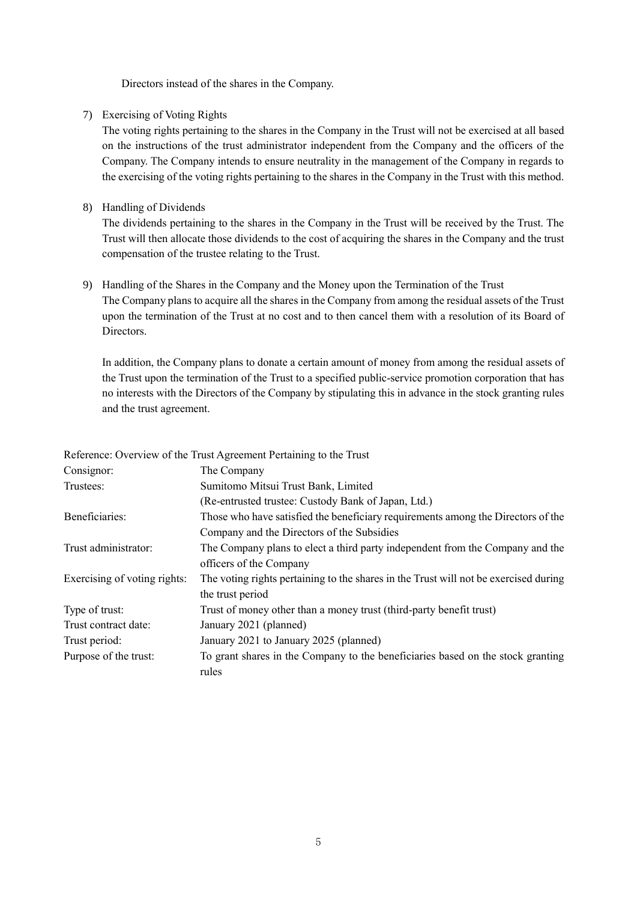Directors instead of the shares in the Company.

7) Exercising of Voting Rights

The voting rights pertaining to the shares in the Company in the Trust will not be exercised at all based on the instructions of the trust administrator independent from the Company and the officers of the Company. The Company intends to ensure neutrality in the management of the Company in regards to the exercising of the voting rights pertaining to the shares in the Company in the Trust with this method.

8) Handling of Dividends

The dividends pertaining to the shares in the Company in the Trust will be received by the Trust. The Trust will then allocate those dividends to the cost of acquiring the shares in the Company and the trust compensation of the trustee relating to the Trust.

9) Handling of the Shares in the Company and the Money upon the Termination of the Trust

The Company plans to acquire all the shares in the Company from among the residual assets of the Trust upon the termination of the Trust at no cost and to then cancel them with a resolution of its Board of Directors.

In addition, the Company plans to donate a certain amount of money from among the residual assets of the Trust upon the termination of the Trust to a specified public-service promotion corporation that has no interests with the Directors of the Company by stipulating this in advance in the stock granting rules and the trust agreement.

Reference: Overview of the Trust Agreement Pertaining to the Trust

| | |
|---|---|
| Consignor: | The Company |
| Trustees: | Sumitomo Mitsui Trust Bank, Limited (Re-entrusted trustee: Custody Bank of Japan, Ltd.) |
| Beneficiaries: | Those who have satisfied the beneficiary requirements among the Directors of the Company and the Directors of the Subsidies |
| Trust administrator: | The Company plans to elect a third party independent from the Company and the officers of the Company |
| Exercising of voting rights: | The voting rights pertaining to the shares in the Trust will not be exercised during the trust period |
| Type of trust: | Trust of money other than a money trust (third-party benefit trust) |
| Trust contract date: | January 2021 (planned) |
| Trust period: | January 2021 to January 2025 (planned) |
| Purpose of the trust: | To grant shares in the Company to the beneficiaries based on the stock granting rules |